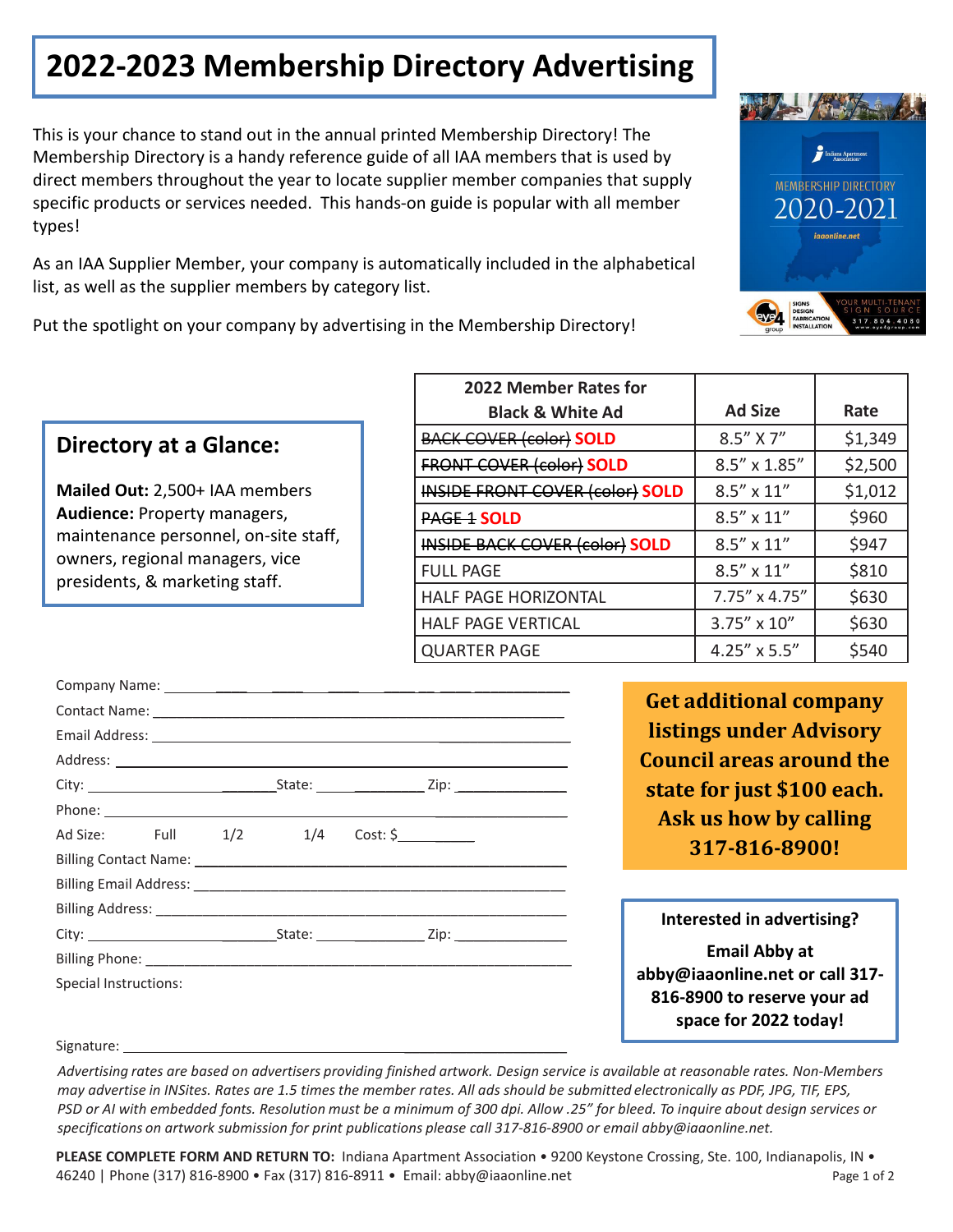# 2022-2023 Membership Directory Advertising

This is your chance to stand out in the annual printed Membership Directory! The Membership Directory is a handy reference guide of all IAA members that is used by direct members throughout the year to locate supplier member companies that supply specific products or services needed. This hands-on guide is popular with all member types!

As an IAA Supplier Member, your company is automatically included in the alphabetical list, as well as the supplier members by category list.

Put the spotlight on your company by advertising in the Membership Directory!

## Directory at a Glance:

**Mailed Out:** 2,500+ IAA members
**Audience:** Property managers, maintenance personnel, on-site staff, owners, regional managers, vice presidents, & marketing staff.

| 2022 Member Rates for Black & White Ad | Ad Size | Rate |
|---|---|---|
| ~~BACK COVER (color)~~ **SOLD** | 8.5" X 7" | $1,349 |
| ~~FRONT COVER (color)~~ **SOLD** | 8.5" x 1.85" | $2,500 |
| ~~INSIDE FRONT COVER (color)~~ **SOLD** | 8.5" x 11" | $1,012 |
| ~~PAGE 1~~ **SOLD** | 8.5" x 11" | $960 |
| ~~INSIDE BACK COVER (color)~~ **SOLD** | 8.5" x 11" | $947 |
| FULL PAGE | 8.5" x 11" | $810 |
| HALF PAGE HORIZONTAL | 7.75" x 4.75" | $630 |
| HALF PAGE VERTICAL | 3.75" x 10" | $630 |
| QUARTER PAGE | 4.25" x 5.5" | $540 |

Company Name: ______________________________

Contact Name: ______________________________

Email Address: ______________________________

Address: ______________________________

City: ______________ State: __________ Zip: __________

Phone: ______________________________

Ad Size: Full 1/2 1/4 Cost: $__________

Billing Contact Name: ______________________________

Billing Email Address: ______________________________

Billing Address: ______________________________

City: ______________ State: __________ Zip: __________

Billing Phone: ______________________________

Special Instructions:

Signature: ______________________________

**Get additional company listings under Advisory Council areas around the state for just $100 each. Ask us how by calling 317-816-8900!**

**Interested in advertising?**

**Email Abby at abby@iaaonline.net or call 317-816-8900 to reserve your ad space for 2022 today!**

*Advertising rates are based on advertisers providing finished artwork. Design service is available at reasonable rates. Non-Members may advertise in INSites. Rates are 1.5 times the member rates. All ads should be submitted electronically as PDF, JPG, TIF, EPS, PSD or AI with embedded fonts. Resolution must be a minimum of 300 dpi. Allow .25" for bleed. To inquire about design services or specifications on artwork submission for print publications please call 317-816-8900 or email abby@iaaonline.net.*

**PLEASE COMPLETE FORM AND RETURN TO:** Indiana Apartment Association • 9200 Keystone Crossing, Ste. 100, Indianapolis, IN • 46240 | Phone (317) 816-8900 • Fax (317) 816-8911 • Email: abby@iaaonline.net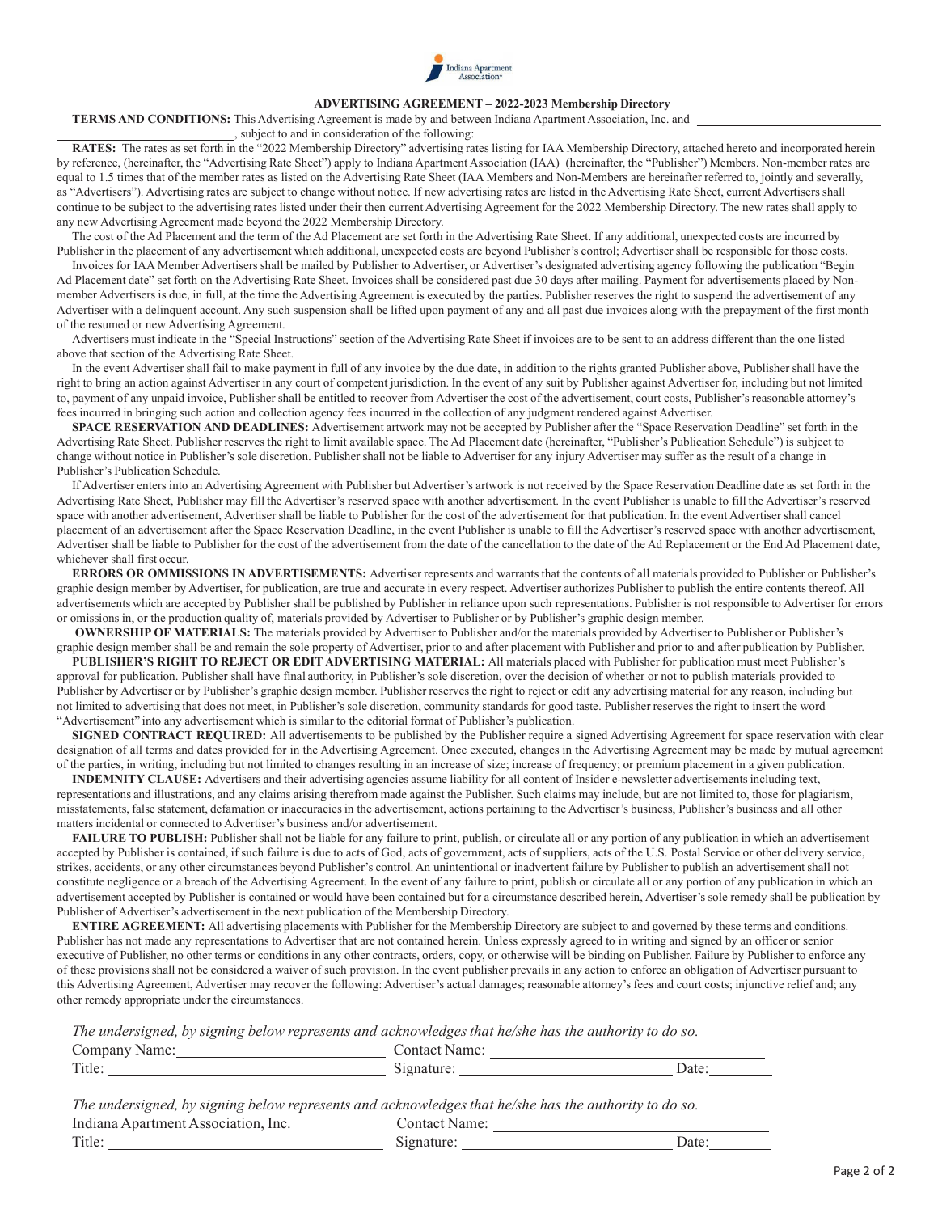**ADVERTISING AGREEMENT – 2022-2023 Membership Directory**

**TERMS AND CONDITIONS:** This Advertising Agreement is made by and between Indiana Apartment Association, Inc. and ______________________________ ______________________________, subject to and in consideration of the following:

**RATES:** The rates as set forth in the "2022 Membership Directory" advertising rates listing for IAA Membership Directory, attached hereto and incorporated herein by reference, (hereinafter, the "Advertising Rate Sheet") apply to Indiana Apartment Association (IAA) (hereinafter, the "Publisher") Members. Non-member rates are equal to 1.5 times that of the member rates as listed on the Advertising Rate Sheet (IAA Members and Non-Members are hereinafter referred to, jointly and severally, as "Advertisers"). Advertising rates are subject to change without notice. If new advertising rates are listed in the Advertising Rate Sheet, current Advertisers shall continue to be subject to the advertising rates listed under their then current Advertising Agreement for the 2022 Membership Directory. The new rates shall apply to any new Advertising Agreement made beyond the 2022 Membership Directory.

The cost of the Ad Placement and the term of the Ad Placement are set forth in the Advertising Rate Sheet. If any additional, unexpected costs are incurred by Publisher in the placement of any advertisement which additional, unexpected costs are beyond Publisher's control; Advertiser shall be responsible for those costs.

Invoices for IAA Member Advertisers shall be mailed by Publisher to Advertiser, or Advertiser's designated advertising agency following the publication "Begin Ad Placement date" set forth on the Advertising Rate Sheet. Invoices shall be considered past due 30 days after mailing. Payment for advertisements placed by Non-member Advertisers is due, in full, at the time the Advertising Agreement is executed by the parties. Publisher reserves the right to suspend the advertisement of any Advertiser with a delinquent account. Any such suspension shall be lifted upon payment of any and all past due invoices along with the prepayment of the first month of the resumed or new Advertising Agreement.

Advertisers must indicate in the "Special Instructions" section of the Advertising Rate Sheet if invoices are to be sent to an address different than the one listed above that section of the Advertising Rate Sheet.

In the event Advertiser shall fail to make payment in full of any invoice by the due date, in addition to the rights granted Publisher above, Publisher shall have the right to bring an action against Advertiser in any court of competent jurisdiction. In the event of any suit by Publisher against Advertiser for, including but not limited to, payment of any unpaid invoice, Publisher shall be entitled to recover from Advertiser the cost of the advertisement, court costs, Publisher's reasonable attorney's fees incurred in bringing such action and collection agency fees incurred in the collection of any judgment rendered against Advertiser.

**SPACE RESERVATION AND DEADLINES:** Advertisement artwork may not be accepted by Publisher after the "Space Reservation Deadline" set forth in the Advertising Rate Sheet. Publisher reserves the right to limit available space. The Ad Placement date (hereinafter, "Publisher's Publication Schedule") is subject to change without notice in Publisher's sole discretion. Publisher shall not be liable to Advertiser for any injury Advertiser may suffer as the result of a change in Publisher's Publication Schedule.

If Advertiser enters into an Advertising Agreement with Publisher but Advertiser's artwork is not received by the Space Reservation Deadline date as set forth in the Advertising Rate Sheet, Publisher may fill the Advertiser's reserved space with another advertisement. In the event Publisher is unable to fill the Advertiser's reserved space with another advertisement, Advertiser shall be liable to Publisher for the cost of the advertisement for that publication. In the event Advertiser shall cancel placement of an advertisement after the Space Reservation Deadline, in the event Publisher is unable to fill the Advertiser's reserved space with another advertisement, Advertiser shall be liable to Publisher for the cost of the advertisement from the date of the cancellation to the date of the Ad Replacement or the End Ad Placement date, whichever shall first occur.

**ERRORS OR OMMISSIONS IN ADVERTISEMENTS:** Advertiser represents and warrants that the contents of all materials provided to Publisher or Publisher's graphic design member by Advertiser, for publication, are true and accurate in every respect. Advertiser authorizes Publisher to publish the entire contents thereof. All advertisements which are accepted by Publisher shall be published by Publisher in reliance upon such representations. Publisher is not responsible to Advertiser for errors or omissions in, or the production quality of, materials provided by Advertiser to Publisher or by Publisher's graphic design member.

**OWNERSHIP OF MATERIALS:** The materials provided by Advertiser to Publisher and/or the materials provided by Advertiser to Publisher or Publisher's graphic design member shall be and remain the sole property of Advertiser, prior to and after placement with Publisher and prior to and after publication by Publisher.

**PUBLISHER'S RIGHT TO REJECT OR EDIT ADVERTISING MATERIAL:** All materials placed with Publisher for publication must meet Publisher's approval for publication. Publisher shall have final authority, in Publisher's sole discretion, over the decision of whether or not to publish materials provided to Publisher by Advertiser or by Publisher's graphic design member. Publisher reserves the right to reject or edit any advertising material for any reason, including but not limited to advertising that does not meet, in Publisher's sole discretion, community standards for good taste. Publisher reserves the right to insert the word "Advertisement" into any advertisement which is similar to the editorial format of Publisher's publication.

**SIGNED CONTRACT REQUIRED:** All advertisements to be published by the Publisher require a signed Advertising Agreement for space reservation with clear designation of all terms and dates provided for in the Advertising Agreement. Once executed, changes in the Advertising Agreement may be made by mutual agreement of the parties, in writing, including but not limited to changes resulting in an increase of size; increase of frequency; or premium placement in a given publication.

**INDEMNITY CLAUSE:** Advertisers and their advertising agencies assume liability for all content of Insider e-newsletter advertisements including text, representations and illustrations, and any claims arising therefrom made against the Publisher. Such claims may include, but are not limited to, those for plagiarism, misstatements, false statement, defamation or inaccuracies in the advertisement, actions pertaining to the Advertiser's business, Publisher's business and all other matters incidental or connected to Advertiser's business and/or advertisement.

**FAILURE TO PUBLISH:** Publisher shall not be liable for any failure to print, publish, or circulate all or any portion of any publication in which an advertisement accepted by Publisher is contained, if such failure is due to acts of God, acts of government, acts of suppliers, acts of the U.S. Postal Service or other delivery service, strikes, accidents, or any other circumstances beyond Publisher's control. An unintentional or inadvertent failure by Publisher to publish an advertisement shall not constitute negligence or a breach of the Advertising Agreement. In the event of any failure to print, publish or circulate all or any portion of any publication in which an advertisement accepted by Publisher is contained or would have been contained but for a circumstance described herein, Advertiser's sole remedy shall be publication by Publisher of Advertiser's advertisement in the next publication of the Membership Directory.

**ENTIRE AGREEMENT:** All advertising placements with Publisher for the Membership Directory are subject to and governed by these terms and conditions. Publisher has not made any representations to Advertiser that are not contained herein. Unless expressly agreed to in writing and signed by an officer or senior executive of Publisher, no other terms or conditions in any other contracts, orders, copy, or otherwise will be binding on Publisher. Failure by Publisher to enforce any of these provisions shall not be considered a waiver of such provision. In the event publisher prevails in any action to enforce an obligation of Advertiser pursuant to this Advertising Agreement, Advertiser may recover the following: Advertiser's actual damages; reasonable attorney's fees and court costs; injunctive relief and; any other remedy appropriate under the circumstances.

*The undersigned, by signing below represents and acknowledges that he/she has the authority to do so.*

Company Name: ______________________________ Contact Name: ______________________________

Title: ______________________________ Signature: ______________________________ Date: __________

*The undersigned, by signing below represents and acknowledges that he/she has the authority to do so.*

Indiana Apartment Association, Inc. Contact Name: ______________________________

Title: ______________________________ Signature: ______________________________ Date: __________